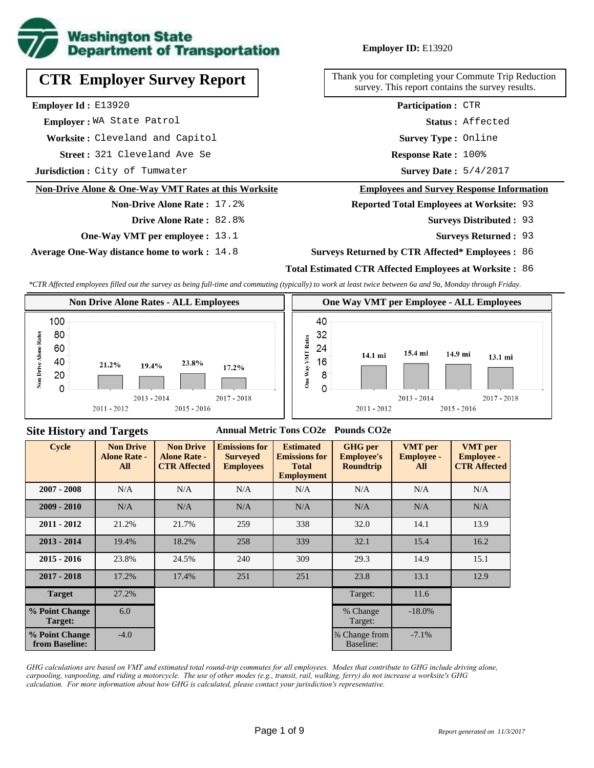**Washington State Department of Transportation**

**Employer ID:** E13920

# CTR Employer Survey Report

Thank you for completing your Commute Trip Reduction survey. This report contains the survey results.

**Employer Id :** E13920
**Employer :** WA State Patrol
**Worksite :** Cleveland and Capitol
**Street :** 321 Cleveland Ave Se
**Jurisdiction :** City of Tumwater

**Participation :** CTR
**Status :** Affected
**Survey Type :** Online
**Response Rate :** 100%
**Survey Date :** 5/4/2017

## Non-Drive Alone & One-Way VMT Rates at this Worksite

**Non-Drive Alone Rate :** 17.2%
**Drive Alone Rate :** 82.8%
**One-Way VMT per employee :** 13.1
**Average One-Way distance home to work :** 14.8

## Employees and Survey Response Information

**Reported Total Employees at Worksite:** 93
**Surveys Distributed :** 93
**Surveys Returned :** 93
**Surveys Returned by CTR Affected* Employees :** 86
**Total Estimated CTR Affected Employees at Worksite :** 86

*\*CTR Affected employees filled out the survey as being full-time and commuting (typically) to work at least twice between 6a and 9a, Monday through Friday.*

### Non Drive Alone Rates - ALL Employees

| Cycle | Non Drive Alone Rate |
|---|---|
| 2011 - 2012 | 21.2% |
| 2013 - 2014 | 19.4% |
| 2015 - 2016 | 23.8% |
| 2017 - 2018 | 17.2% |

### One Way VMT per Employee - ALL Employees

| Cycle | One Way VMT |
|---|---|
| 2011 - 2012 | 14.1 mi |
| 2013 - 2014 | 15.4 mi |
| 2015 - 2016 | 14.9 mi |
| 2017 - 2018 | 13.1 mi |

## Site History and Targets

Annual Metric Tons $CO_2e$ | Pounds $CO_2e$

| Cycle | Non Drive Alone Rate - All | Non Drive Alone Rate - CTR Affected | Emissions for Surveyed Employees | Estimated Emissions for Total Employment | GHG per Employee's Roundtrip | VMT per Employee - All | VMT per Employee - CTR Affected |
|---|---|---|---|---|---|---|---|
| 2007 - 2008 | N/A | N/A | N/A | N/A | N/A | N/A | N/A |
| 2009 - 2010 | N/A | N/A | N/A | N/A | N/A | N/A | N/A |
| 2011 - 2012 | 21.2% | 21.7% | 259 | 338 | 32.0 | 14.1 | 13.9 |
| 2013 - 2014 | 19.4% | 18.2% | 258 | 339 | 32.1 | 15.4 | 16.2 |
| 2015 - 2016 | 23.8% | 24.5% | 240 | 309 | 29.3 | 14.9 | 15.1 |
| 2017 - 2018 | 17.2% | 17.4% | 251 | 251 | 23.8 | 13.1 | 12.9 |
| Target | 27.2% | | | | Target: | 11.6 | |
| % Point Change Target: | 6.0 | | | | % Change Target: | -18.0% | |
| % Point Change from Baseline: | -4.0 | | | | % Change from Baseline: | -7.1% | |

*GHG calculations are based on VMT and estimated total round-trip commutes for all employees. Modes that contribute to GHG include driving alone, carpooling, vanpooling, and riding a motorcycle. The use of other modes (e.g., transit, rail, walking, ferry) do not increase a worksite's GHG calculation. For more information about how GHG is calculated, please contact your jurisdiction's representative.*

*Report generated on 11/3/2017*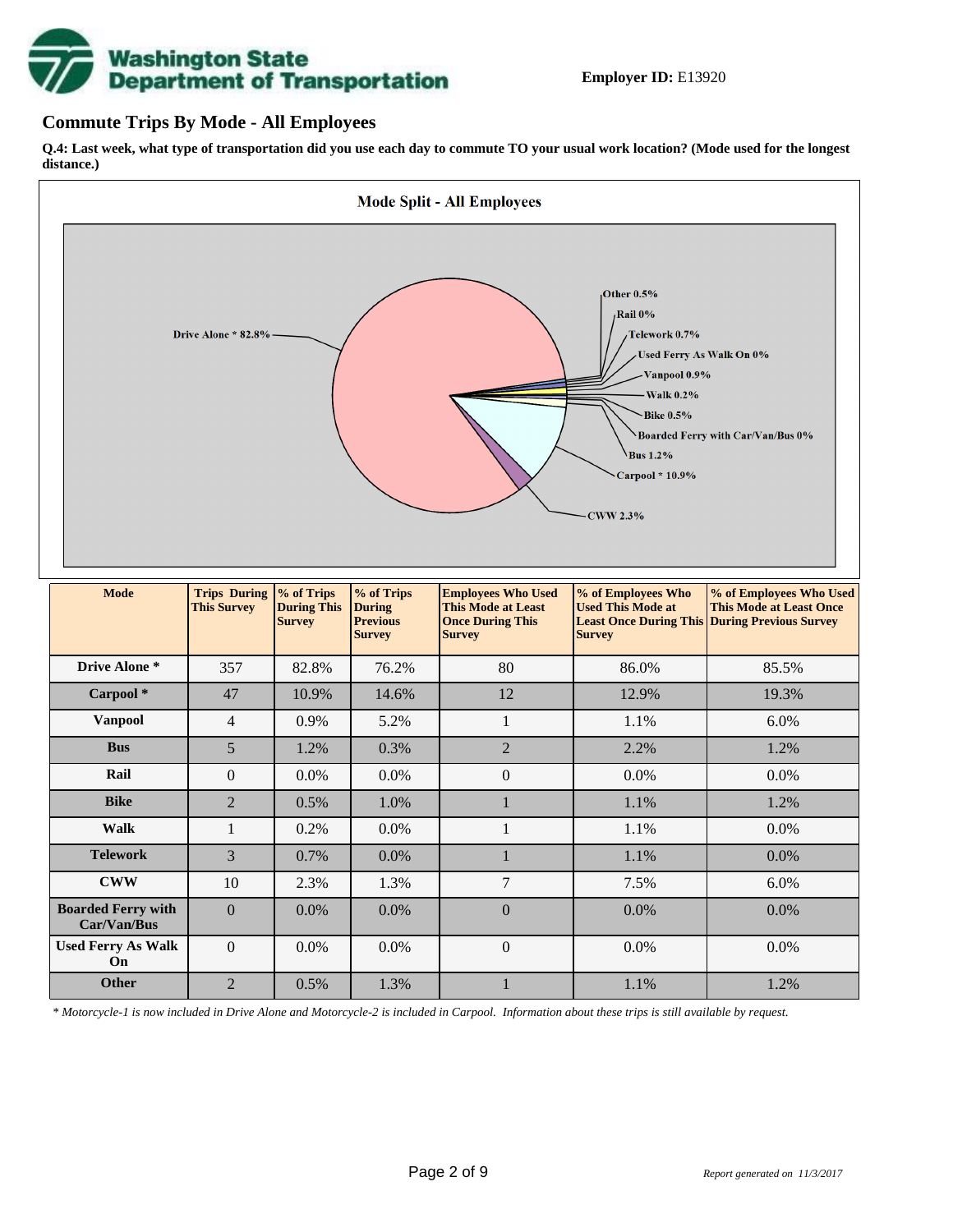**Employer ID:** E13920

## Commute Trips By Mode - All Employees

**Q.4: Last week, what type of transportation did you use each day to commute TO your usual work location? (Mode used for the longest distance.)**

Mode Split - All Employees

| Mode | Trips During This Survey | % of Trips During This Survey | % of Trips During Previous Survey | Employees Who Used This Mode at Least Once During This Survey | % of Employees Who Used This Mode at Least Once During This Survey | % of Employees Who Used This Mode at Least Once During Previous Survey |
|---|---|---|---|---|---|---|
| Drive Alone * | 357 | 82.8% | 76.2% | 80 | 86.0% | 85.5% |
| Carpool * | 47 | 10.9% | 14.6% | 12 | 12.9% | 19.3% |
| Vanpool | 4 | 0.9% | 5.2% | 1 | 1.1% | 6.0% |
| Bus | 5 | 1.2% | 0.3% | 2 | 2.2% | 1.2% |
| Rail | 0 | 0.0% | 0.0% | 0 | 0.0% | 0.0% |
| Bike | 2 | 0.5% | 1.0% | 1 | 1.1% | 1.2% |
| Walk | 1 | 0.2% | 0.0% | 1 | 1.1% | 0.0% |
| Telework | 3 | 0.7% | 0.0% | 1 | 1.1% | 0.0% |
| CWW | 10 | 2.3% | 1.3% | 7 | 7.5% | 6.0% |
| Boarded Ferry with Car/Van/Bus | 0 | 0.0% | 0.0% | 0 | 0.0% | 0.0% |
| Used Ferry As Walk On | 0 | 0.0% | 0.0% | 0 | 0.0% | 0.0% |
| Other | 2 | 0.5% | 1.3% | 1 | 1.1% | 1.2% |

*\* Motorcycle-1 is now included in Drive Alone and Motorcycle-2 is included in Carpool. Information about these trips is still available by request.*

*Report generated on 11/3/2017*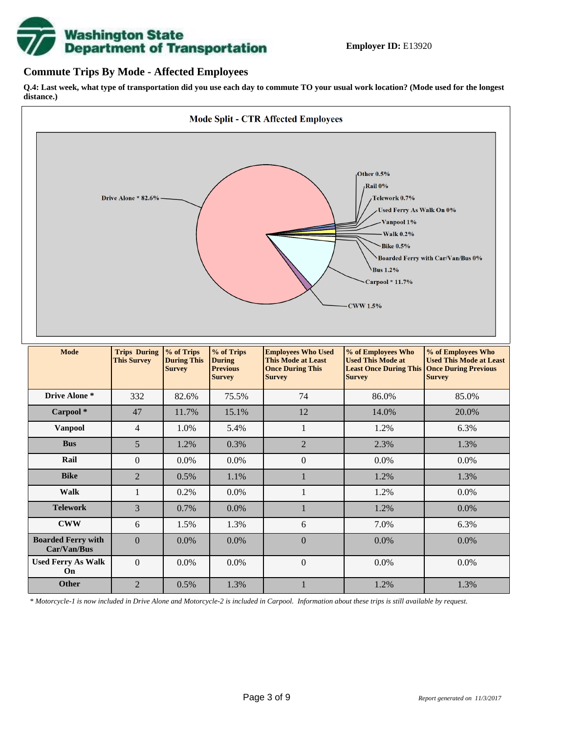**Employer ID:** E13920

## Commute Trips By Mode - Affected Employees

**Q.4: Last week, what type of transportation did you use each day to commute TO your usual work location? (Mode used for the longest distance.)**

**Mode Split - CTR Affected Employees**

Drive Alone * 82.6%
Other 0.5%
Rail 0%
Telework 0.7%
Used Ferry As Walk On 0%
Vanpool 1%
Walk 0.2%
Bike 0.5%
Boarded Ferry with Car/Van/Bus 0%
Bus 1.2%
Carpool * 11.7%
CWW 1.5%

| Mode | Trips During This Survey | % of Trips During This Survey | % of Trips During Previous Survey | Employees Who Used This Mode at Least Once During This Survey | % of Employees Who Used This Mode at Least Once During This Survey | % of Employees Who Used This Mode at Least Once During Previous Survey |
|---|---|---|---|---|---|---|
| **Drive Alone *** | 332 | 82.6% | 75.5% | 74 | 86.0% | 85.0% |
| **Carpool *** | 47 | 11.7% | 15.1% | 12 | 14.0% | 20.0% |
| **Vanpool** | 4 | 1.0% | 5.4% | 1 | 1.2% | 6.3% |
| **Bus** | 5 | 1.2% | 0.3% | 2 | 2.3% | 1.3% |
| **Rail** | 0 | 0.0% | 0.0% | 0 | 0.0% | 0.0% |
| **Bike** | 2 | 0.5% | 1.1% | 1 | 1.2% | 1.3% |
| **Walk** | 1 | 0.2% | 0.0% | 1 | 1.2% | 0.0% |
| **Telework** | 3 | 0.7% | 0.0% | 1 | 1.2% | 0.0% |
| **CWW** | 6 | 1.5% | 1.3% | 6 | 7.0% | 6.3% |
| **Boarded Ferry with Car/Van/Bus** | 0 | 0.0% | 0.0% | 0 | 0.0% | 0.0% |
| **Used Ferry As Walk On** | 0 | 0.0% | 0.0% | 0 | 0.0% | 0.0% |
| **Other** | 2 | 0.5% | 1.3% | 1 | 1.2% | 1.3% |

*\* Motorcycle-1 is now included in Drive Alone and Motorcycle-2 is included in Carpool. Information about these trips is still available by request.*

*Report generated on 11/3/2017*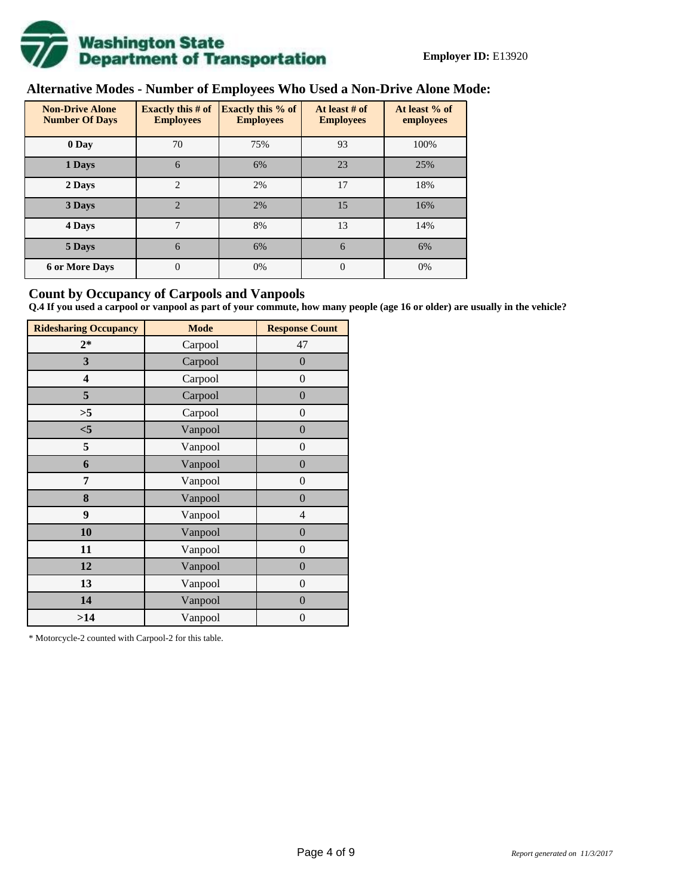Washington State Department of Transportation

**Employer ID:** E13920

## Alternative Modes - Number of Employees Who Used a Non-Drive Alone Mode:

| Non-Drive Alone Number Of Days | Exactly this # of Employees | Exactly this % of Employees | At least # of Employees | At least % of employees |
|---|---|---|---|---|
| **0 Day** | 70 | 75% | 93 | 100% |
| **1 Days** | 6 | 6% | 23 | 25% |
| **2 Days** | 2 | 2% | 17 | 18% |
| **3 Days** | 2 | 2% | 15 | 16% |
| **4 Days** | 7 | 8% | 13 | 14% |
| **5 Days** | 6 | 6% | 6 | 6% |
| **6 or More Days** | 0 | 0% | 0 | 0% |

## Count by Occupancy of Carpools and Vanpools

**Q.4 If you used a carpool or vanpool as part of your commute, how many people (age 16 or older) are usually in the vehicle?**

| Ridesharing Occupancy | Mode | Response Count |
|---|---|---|
| **2*** | Carpool | 47 |
| **3** | Carpool | 0 |
| **4** | Carpool | 0 |
| **5** | Carpool | 0 |
| **>5** | Carpool | 0 |
| **<5** | Vanpool | 0 |
| **5** | Vanpool | 0 |
| **6** | Vanpool | 0 |
| **7** | Vanpool | 0 |
| **8** | Vanpool | 0 |
| **9** | Vanpool | 4 |
| **10** | Vanpool | 0 |
| **11** | Vanpool | 0 |
| **12** | Vanpool | 0 |
| **13** | Vanpool | 0 |
| **14** | Vanpool | 0 |
| **>14** | Vanpool | 0 |

* Motorcycle-2 counted with Carpool-2 for this table.

*Report generated on 11/3/2017*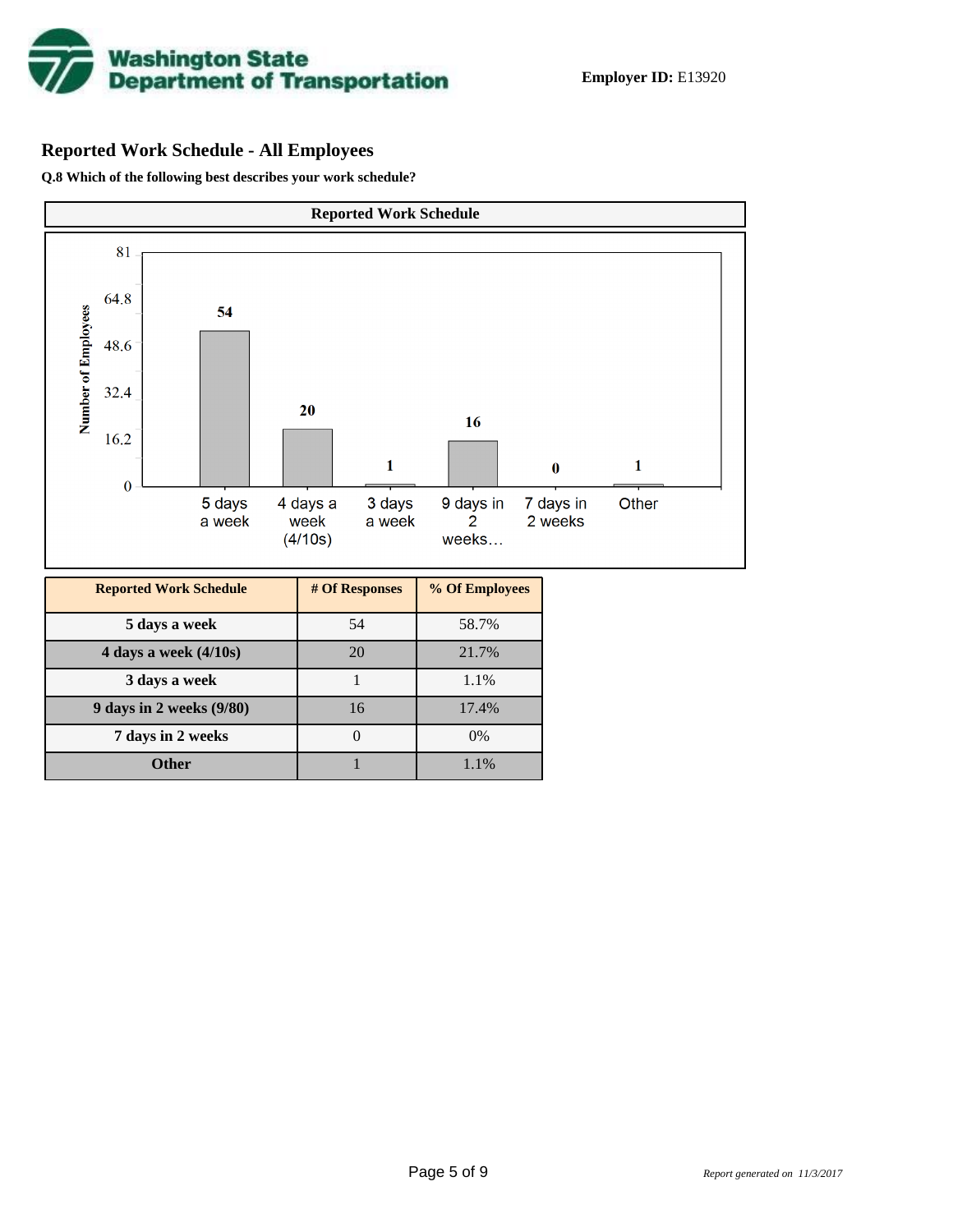**Employer ID:** E13920

## Reported Work Schedule - All Employees

**Q.8 Which of the following best describes your work schedule?**

| Reported Work Schedule | # Of Responses | % Of Employees |
|---|---|---|
| 5 days a week | 54 | 58.7% |
| 4 days a week (4/10s) | 20 | 21.7% |
| 3 days a week | 1 | 1.1% |
| 9 days in 2 weeks (9/80) | 16 | 17.4% |
| 7 days in 2 weeks | 0 | 0% |
| Other | 1 | 1.1% |

*Report generated on 11/3/2017*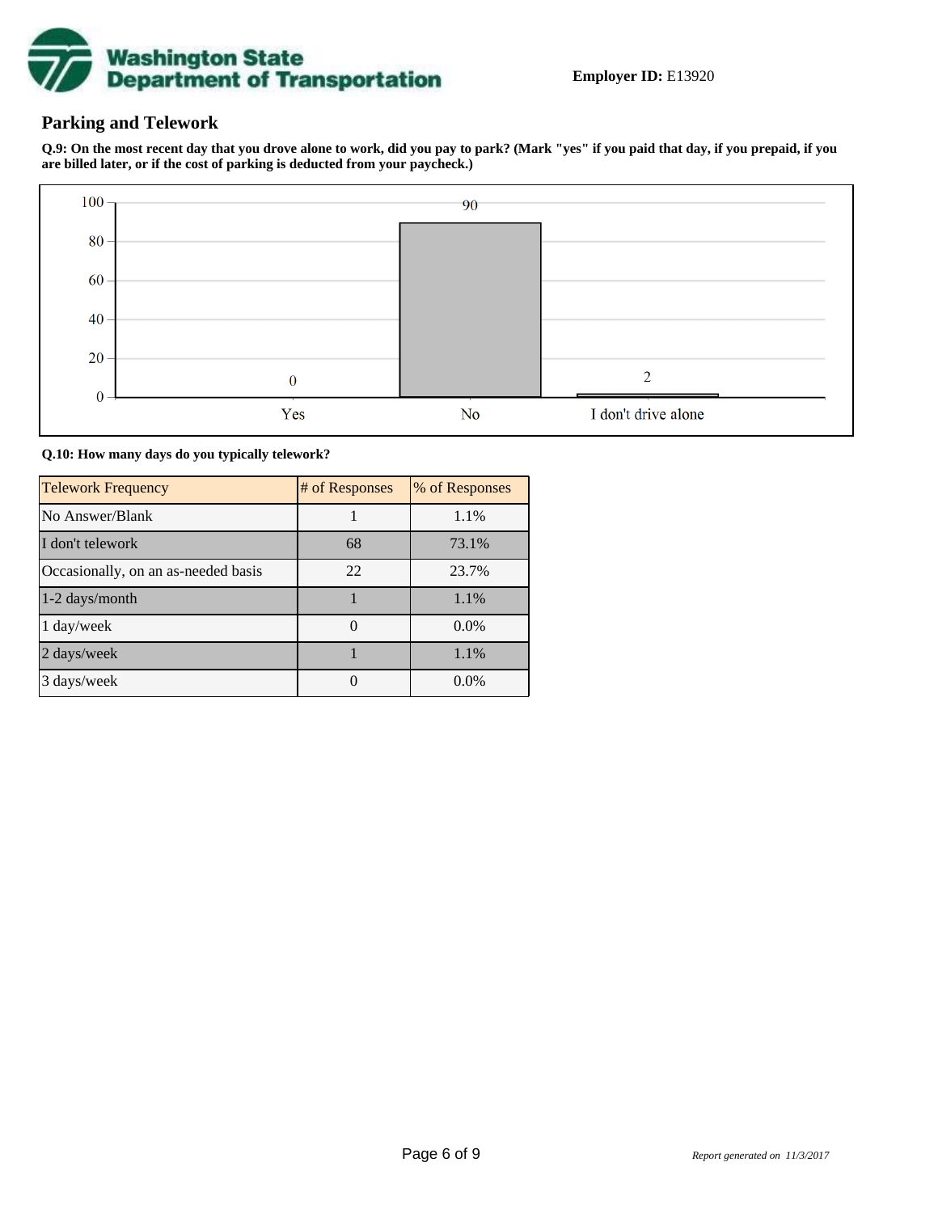**Employer ID:** E13920

## Parking and Telework

**Q.9: On the most recent day that you drove alone to work, did you pay to park? (Mark "yes" if you paid that day, if you prepaid, if you are billed later, or if the cost of parking is deducted from your paycheck.)**

| Response | Count |
|---|---|
| Yes | 0 |
| No | 90 |
| I don't drive alone | 2 |

**Q.10: How many days do you typically telework?**

| Telework Frequency | # of Responses | % of Responses |
|---|---|---|
| No Answer/Blank | 1 | 1.1% |
| I don't telework | 68 | 73.1% |
| Occasionally, on an as-needed basis | 22 | 23.7% |
| 1-2 days/month | 1 | 1.1% |
| 1 day/week | 0 | 0.0% |
| 2 days/week | 1 | 1.1% |
| 3 days/week | 0 | 0.0% |

*Report generated on 11/3/2017*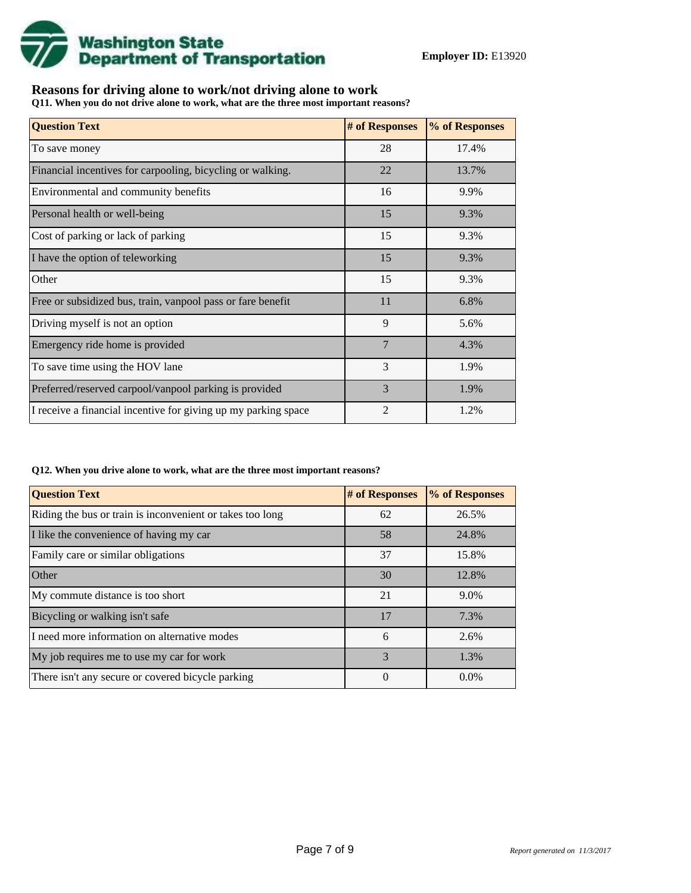**Employer ID:** E13920

## Reasons for driving alone to work/not driving alone to work

**Q11. When you do not drive alone to work, what are the three most important reasons?**

| Question Text | # of Responses | % of Responses |
|---|---|---|
| To save money | 28 | 17.4% |
| Financial incentives for carpooling, bicycling or walking. | 22 | 13.7% |
| Environmental and community benefits | 16 | 9.9% |
| Personal health or well-being | 15 | 9.3% |
| Cost of parking or lack of parking | 15 | 9.3% |
| I have the option of teleworking | 15 | 9.3% |
| Other | 15 | 9.3% |
| Free or subsidized bus, train, vanpool pass or fare benefit | 11 | 6.8% |
| Driving myself is not an option | 9 | 5.6% |
| Emergency ride home is provided | 7 | 4.3% |
| To save time using the HOV lane | 3 | 1.9% |
| Preferred/reserved carpool/vanpool parking is provided | 3 | 1.9% |
| I receive a financial incentive for giving up my parking space | 2 | 1.2% |

**Q12. When you drive alone to work, what are the three most important reasons?**

| Question Text | # of Responses | % of Responses |
|---|---|---|
| Riding the bus or train is inconvenient or takes too long | 62 | 26.5% |
| I like the convenience of having my car | 58 | 24.8% |
| Family care or similar obligations | 37 | 15.8% |
| Other | 30 | 12.8% |
| My commute distance is too short | 21 | 9.0% |
| Bicycling or walking isn't safe | 17 | 7.3% |
| I need more information on alternative modes | 6 | 2.6% |
| My job requires me to use my car for work | 3 | 1.3% |
| There isn't any secure or covered bicycle parking | 0 | 0.0% |

*Report generated on 11/3/2017*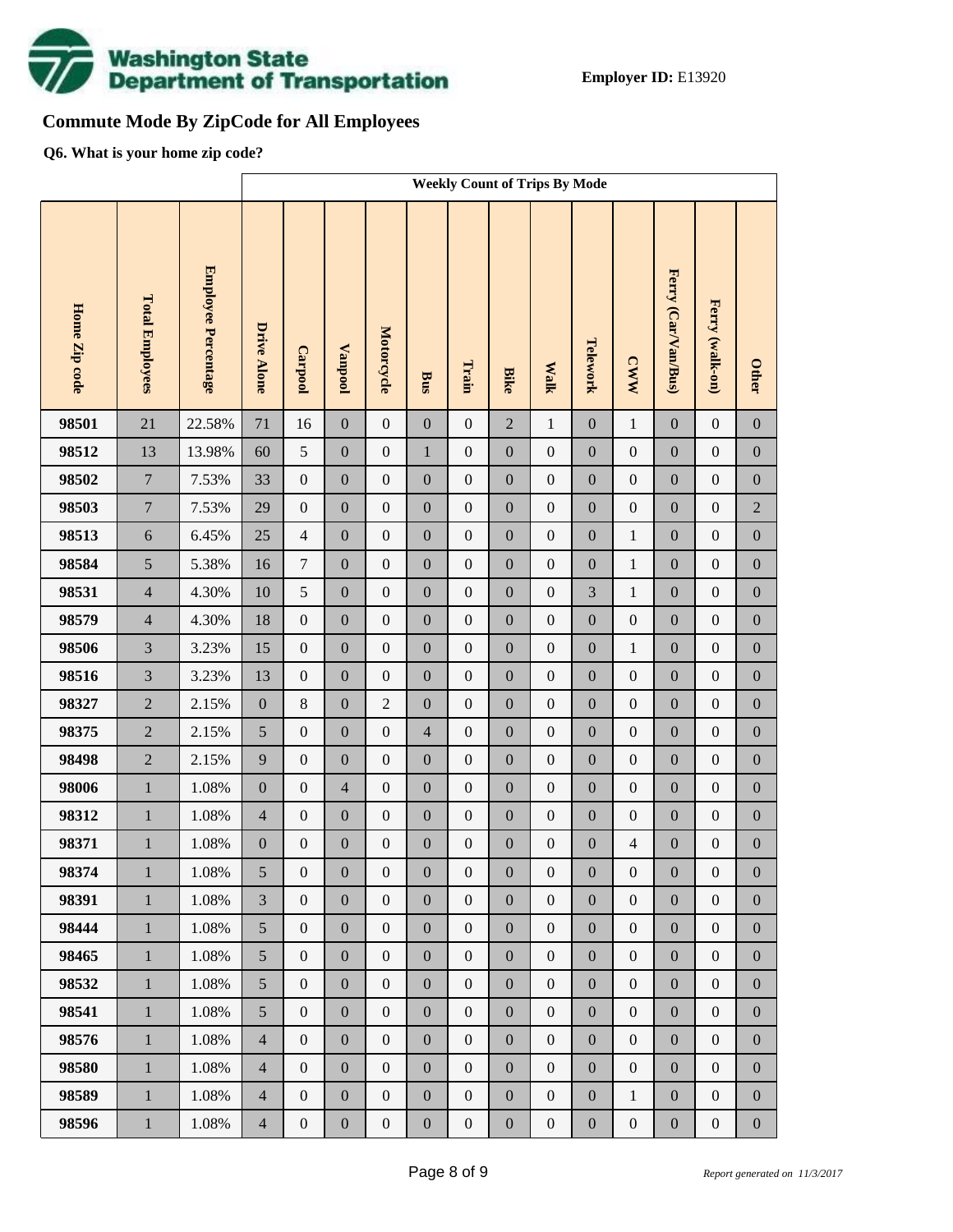**Employer ID:** E13920

## Commute Mode By ZipCode for All Employees

**Q6. What is your home zip code?**

| | | | Weekly Count of Trips By Mode | | | | | | | | | | | | |
|---|---|---|---|---|---|---|---|---|---|---|---|---|---|---|---|
| Home Zip code | Total Employees | Employee Percentage | Drive Alone | Carpool | Vanpool | Motorcycle | Bus | Train | Bike | Walk | Telework | CWW | Ferry (Car/Van/Bus) | Ferry (walk-on) | Other |
| 98501 | 21 | 22.58% | 71 | 16 | 0 | 0 | 0 | 0 | 2 | 1 | 0 | 1 | 0 | 0 | 0 |
| 98512 | 13 | 13.98% | 60 | 5 | 0 | 0 | 1 | 0 | 0 | 0 | 0 | 0 | 0 | 0 | 0 |
| 98502 | 7 | 7.53% | 33 | 0 | 0 | 0 | 0 | 0 | 0 | 0 | 0 | 0 | 0 | 0 | 0 |
| 98503 | 7 | 7.53% | 29 | 0 | 0 | 0 | 0 | 0 | 0 | 0 | 0 | 0 | 0 | 0 | 2 |
| 98513 | 6 | 6.45% | 25 | 4 | 0 | 0 | 0 | 0 | 0 | 0 | 0 | 1 | 0 | 0 | 0 |
| 98584 | 5 | 5.38% | 16 | 7 | 0 | 0 | 0 | 0 | 0 | 0 | 0 | 1 | 0 | 0 | 0 |
| 98531 | 4 | 4.30% | 10 | 5 | 0 | 0 | 0 | 0 | 0 | 0 | 3 | 1 | 0 | 0 | 0 |
| 98579 | 4 | 4.30% | 18 | 0 | 0 | 0 | 0 | 0 | 0 | 0 | 0 | 0 | 0 | 0 | 0 |
| 98506 | 3 | 3.23% | 15 | 0 | 0 | 0 | 0 | 0 | 0 | 0 | 0 | 1 | 0 | 0 | 0 |
| 98516 | 3 | 3.23% | 13 | 0 | 0 | 0 | 0 | 0 | 0 | 0 | 0 | 0 | 0 | 0 | 0 |
| 98327 | 2 | 2.15% | 0 | 8 | 0 | 2 | 0 | 0 | 0 | 0 | 0 | 0 | 0 | 0 | 0 |
| 98375 | 2 | 2.15% | 5 | 0 | 0 | 0 | 4 | 0 | 0 | 0 | 0 | 0 | 0 | 0 | 0 |
| 98498 | 2 | 2.15% | 9 | 0 | 0 | 0 | 0 | 0 | 0 | 0 | 0 | 0 | 0 | 0 | 0 |
| 98006 | 1 | 1.08% | 0 | 0 | 4 | 0 | 0 | 0 | 0 | 0 | 0 | 0 | 0 | 0 | 0 |
| 98312 | 1 | 1.08% | 4 | 0 | 0 | 0 | 0 | 0 | 0 | 0 | 0 | 0 | 0 | 0 | 0 |
| 98371 | 1 | 1.08% | 0 | 0 | 0 | 0 | 0 | 0 | 0 | 0 | 0 | 4 | 0 | 0 | 0 |
| 98374 | 1 | 1.08% | 5 | 0 | 0 | 0 | 0 | 0 | 0 | 0 | 0 | 0 | 0 | 0 | 0 |
| 98391 | 1 | 1.08% | 3 | 0 | 0 | 0 | 0 | 0 | 0 | 0 | 0 | 0 | 0 | 0 | 0 |
| 98444 | 1 | 1.08% | 5 | 0 | 0 | 0 | 0 | 0 | 0 | 0 | 0 | 0 | 0 | 0 | 0 |
| 98465 | 1 | 1.08% | 5 | 0 | 0 | 0 | 0 | 0 | 0 | 0 | 0 | 0 | 0 | 0 | 0 |
| 98532 | 1 | 1.08% | 5 | 0 | 0 | 0 | 0 | 0 | 0 | 0 | 0 | 0 | 0 | 0 | 0 |
| 98541 | 1 | 1.08% | 5 | 0 | 0 | 0 | 0 | 0 | 0 | 0 | 0 | 0 | 0 | 0 | 0 |
| 98576 | 1 | 1.08% | 4 | 0 | 0 | 0 | 0 | 0 | 0 | 0 | 0 | 0 | 0 | 0 | 0 |
| 98580 | 1 | 1.08% | 4 | 0 | 0 | 0 | 0 | 0 | 0 | 0 | 0 | 0 | 0 | 0 | 0 |
| 98589 | 1 | 1.08% | 4 | 0 | 0 | 0 | 0 | 0 | 0 | 0 | 0 | 1 | 0 | 0 | 0 |
| 98596 | 1 | 1.08% | 4 | 0 | 0 | 0 | 0 | 0 | 0 | 0 | 0 | 0 | 0 | 0 | 0 |

*Report generated on 11/3/2017*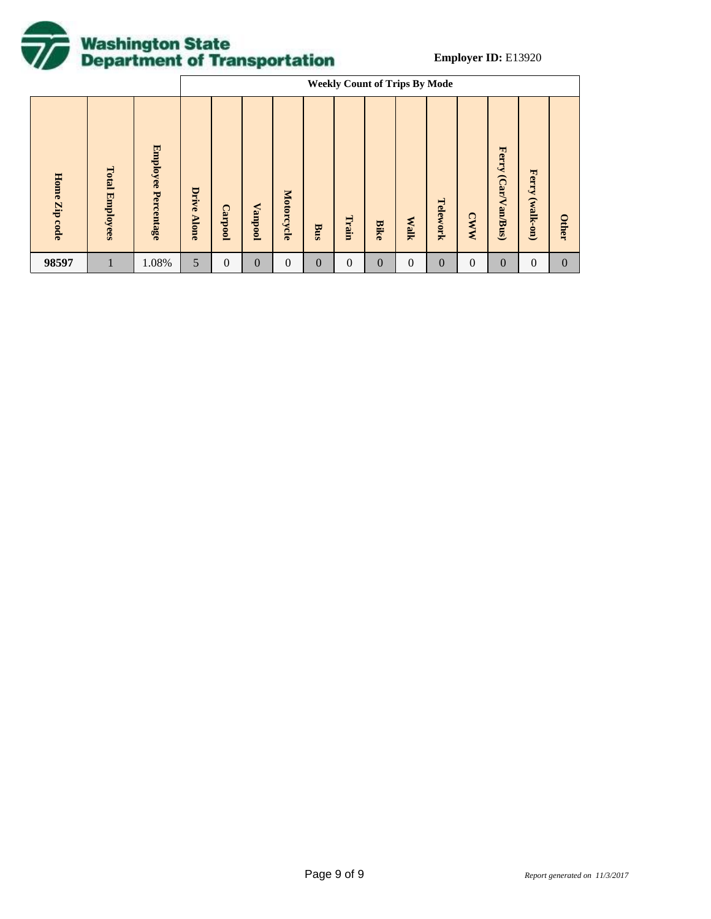**Washington State Department of Transportation**

**Employer ID:** E13920

| | | | Weekly Count of Trips By Mode | | | | | | | | | | | | | |
|---|---|---|---|---|---|---|---|---|---|---|---|---|---|---|---|---|
| **Home Zip code** | **Total Employees** | **Employee Percentage** | **Drive Alone** | **Carpool** | **Vanpool** | **Motorcycle** | **Bus** | **Train** | **Bike** | **Walk** | **Telework** | **CWW** | **Ferry (Car/Van/Bus)** | **Ferry (walk-on)** | **Other** |
| **98597** | 1 | 1.08% | 5 | 0 | 0 | 0 | 0 | 0 | 0 | 0 | 0 | 0 | 0 | 0 | 0 |

*Report generated on 11/3/2017*